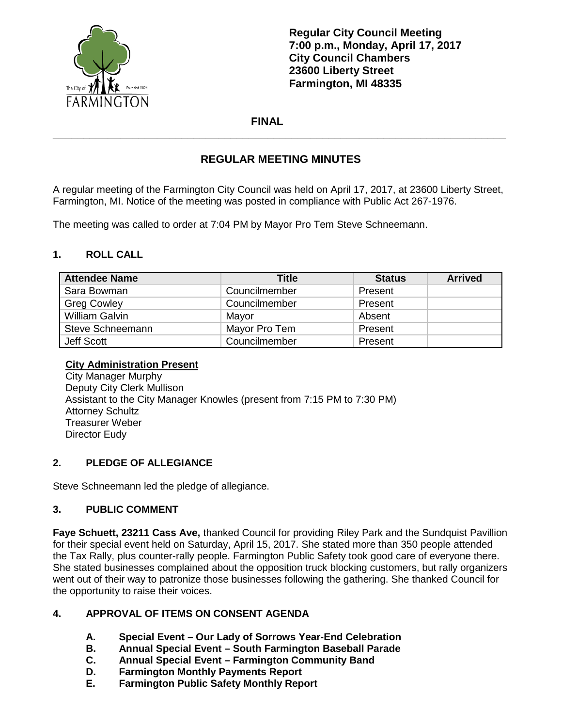**Regular City Council Meeting**
**7:00 p.m., Monday, April 17, 2017**
**City Council Chambers**
**23600 Liberty Street**
**Farmington, MI 48335**

**FINAL**

---

## REGULAR MEETING MINUTES

A regular meeting of the Farmington City Council was held on April 17, 2017, at 23600 Liberty Street, Farmington, MI. Notice of the meeting was posted in compliance with Public Act 267-1976.

The meeting was called to order at 7:04 PM by Mayor Pro Tem Steve Schneemann.

### 1. ROLL CALL

| Attendee Name | Title | Status | Arrived |
|---|---|---|---|
| Sara Bowman | Councilmember | Present | |
| Greg Cowley | Councilmember | Present | |
| William Galvin | Mayor | Absent | |
| Steve Schneemann | Mayor Pro Tem | Present | |
| Jeff Scott | Councilmember | Present | |

**City Administration Present**
City Manager Murphy
Deputy City Clerk Mullison
Assistant to the City Manager Knowles (present from 7:15 PM to 7:30 PM)
Attorney Schultz
Treasurer Weber
Director Eudy

### 2. PLEDGE OF ALLEGIANCE

Steve Schneemann led the pledge of allegiance.

### 3. PUBLIC COMMENT

**Faye Schuett, 23211 Cass Ave,** thanked Council for providing Riley Park and the Sundquist Pavillion for their special event held on Saturday, April 15, 2017. She stated more than 350 people attended the Tax Rally, plus counter-rally people. Farmington Public Safety took good care of everyone there. She stated businesses complained about the opposition truck blocking customers, but rally organizers went out of their way to patronize those businesses following the gathering. She thanked Council for the opportunity to raise their voices.

### 4. APPROVAL OF ITEMS ON CONSENT AGENDA

- **A. Special Event – Our Lady of Sorrows Year-End Celebration**
- **B. Annual Special Event – South Farmington Baseball Parade**
- **C. Annual Special Event – Farmington Community Band**
- **D. Farmington Monthly Payments Report**
- **E. Farmington Public Safety Monthly Report**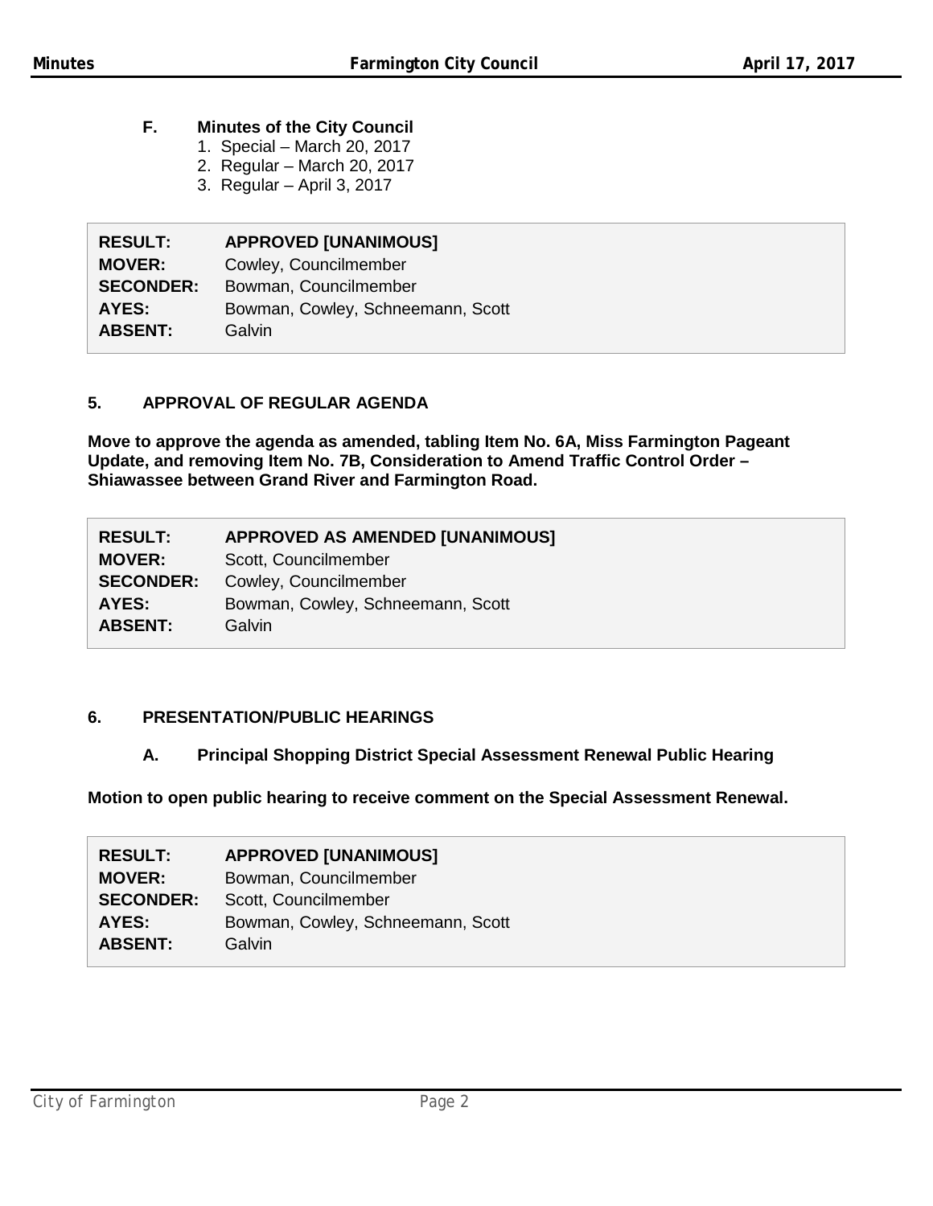**F. Minutes of the City Council**

1. Special – March 20, 2017
2. Regular – March 20, 2017
3. Regular – April 3, 2017

| | |
|---|---|
| **RESULT:** | **APPROVED [UNANIMOUS]** |
| **MOVER:** | Cowley, Councilmember |
| **SECONDER:** | Bowman, Councilmember |
| **AYES:** | Bowman, Cowley, Schneemann, Scott |
| **ABSENT:** | Galvin |

## 5. APPROVAL OF REGULAR AGENDA

**Move to approve the agenda as amended, tabling Item No. 6A, Miss Farmington Pageant Update, and removing Item No. 7B, Consideration to Amend Traffic Control Order – Shiawassee between Grand River and Farmington Road.**

| | |
|---|---|
| **RESULT:** | **APPROVED AS AMENDED [UNANIMOUS]** |
| **MOVER:** | Scott, Councilmember |
| **SECONDER:** | Cowley, Councilmember |
| **AYES:** | Bowman, Cowley, Schneemann, Scott |
| **ABSENT:** | Galvin |

## 6. PRESENTATION/PUBLIC HEARINGS

### A. Principal Shopping District Special Assessment Renewal Public Hearing

**Motion to open public hearing to receive comment on the Special Assessment Renewal.**

| | |
|---|---|
| **RESULT:** | **APPROVED [UNANIMOUS]** |
| **MOVER:** | Bowman, Councilmember |
| **SECONDER:** | Scott, Councilmember |
| **AYES:** | Bowman, Cowley, Schneemann, Scott |
| **ABSENT:** | Galvin |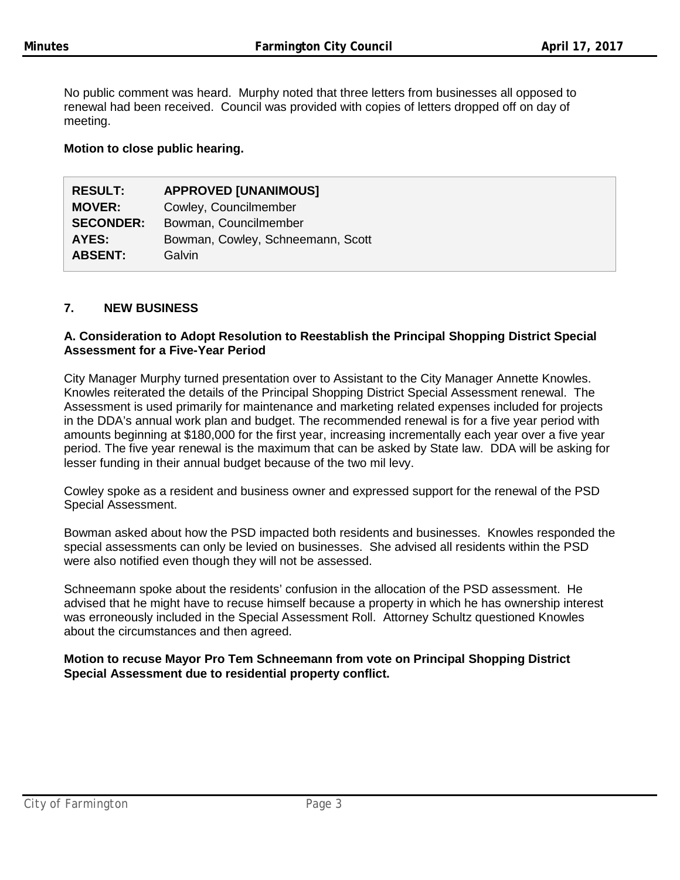No public comment was heard. Murphy noted that three letters from businesses all opposed to renewal had been received. Council was provided with copies of letters dropped off on day of meeting.

**Motion to close public hearing.**

| | |
|---|---|
| **RESULT:** | **APPROVED [UNANIMOUS]** |
| **MOVER:** | Cowley, Councilmember |
| **SECONDER:** | Bowman, Councilmember |
| **AYES:** | Bowman, Cowley, Schneemann, Scott |
| **ABSENT:** | Galvin |

## 7. NEW BUSINESS

### A. Consideration to Adopt Resolution to Reestablish the Principal Shopping District Special Assessment for a Five-Year Period

City Manager Murphy turned presentation over to Assistant to the City Manager Annette Knowles. Knowles reiterated the details of the Principal Shopping District Special Assessment renewal. The Assessment is used primarily for maintenance and marketing related expenses included for projects in the DDA's annual work plan and budget. The recommended renewal is for a five year period with amounts beginning at $180,000 for the first year, increasing incrementally each year over a five year period. The five year renewal is the maximum that can be asked by State law. DDA will be asking for lesser funding in their annual budget because of the two mil levy.

Cowley spoke as a resident and business owner and expressed support for the renewal of the PSD Special Assessment.

Bowman asked about how the PSD impacted both residents and businesses. Knowles responded the special assessments can only be levied on businesses. She advised all residents within the PSD were also notified even though they will not be assessed.

Schneemann spoke about the residents' confusion in the allocation of the PSD assessment. He advised that he might have to recuse himself because a property in which he has ownership interest was erroneously included in the Special Assessment Roll. Attorney Schultz questioned Knowles about the circumstances and then agreed.

**Motion to recuse Mayor Pro Tem Schneemann from vote on Principal Shopping District Special Assessment due to residential property conflict.**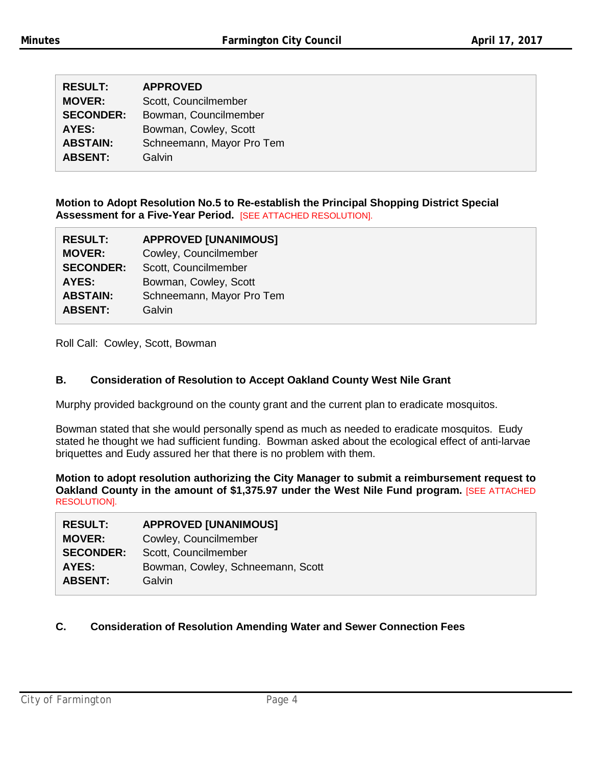| | |
|---|---|
| **RESULT:** | **APPROVED** |
| **MOVER:** | Scott, Councilmember |
| **SECONDER:** | Bowman, Councilmember |
| **AYES:** | Bowman, Cowley, Scott |
| **ABSTAIN:** | Schneemann, Mayor Pro Tem |
| **ABSENT:** | Galvin |

**Motion to Adopt Resolution No.5 to Re-establish the Principal Shopping District Special Assessment for a Five-Year Period.** [SEE ATTACHED RESOLUTION].

| | |
|---|---|
| **RESULT:** | **APPROVED [UNANIMOUS]** |
| **MOVER:** | Cowley, Councilmember |
| **SECONDER:** | Scott, Councilmember |
| **AYES:** | Bowman, Cowley, Scott |
| **ABSTAIN:** | Schneemann, Mayor Pro Tem |
| **ABSENT:** | Galvin |

Roll Call: Cowley, Scott, Bowman

### B. Consideration of Resolution to Accept Oakland County West Nile Grant

Murphy provided background on the county grant and the current plan to eradicate mosquitos.

Bowman stated that she would personally spend as much as needed to eradicate mosquitos. Eudy stated he thought we had sufficient funding. Bowman asked about the ecological effect of anti-larvae briquettes and Eudy assured her that there is no problem with them.

**Motion to adopt resolution authorizing the City Manager to submit a reimbursement request to Oakland County in the amount of $1,375.97 under the West Nile Fund program.** [SEE ATTACHED RESOLUTION].

| | |
|---|---|
| **RESULT:** | **APPROVED [UNANIMOUS]** |
| **MOVER:** | Cowley, Councilmember |
| **SECONDER:** | Scott, Councilmember |
| **AYES:** | Bowman, Cowley, Schneemann, Scott |
| **ABSENT:** | Galvin |

### C. Consideration of Resolution Amending Water and Sewer Connection Fees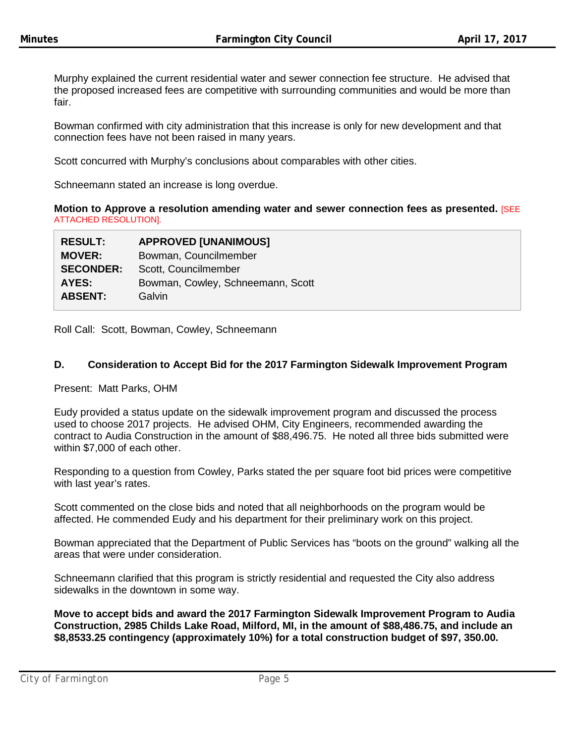Murphy explained the current residential water and sewer connection fee structure. He advised that the proposed increased fees are competitive with surrounding communities and would be more than fair.

Bowman confirmed with city administration that this increase is only for new development and that connection fees have not been raised in many years.

Scott concurred with Murphy's conclusions about comparables with other cities.

Schneemann stated an increase is long overdue.

**Motion to Approve a resolution amending water and sewer connection fees as presented.** [SEE ATTACHED RESOLUTION].

| | |
|---|---|
| **RESULT:** | **APPROVED [UNANIMOUS]** |
| **MOVER:** | Bowman, Councilmember |
| **SECONDER:** | Scott, Councilmember |
| **AYES:** | Bowman, Cowley, Schneemann, Scott |
| **ABSENT:** | Galvin |

Roll Call: Scott, Bowman, Cowley, Schneemann

### D. Consideration to Accept Bid for the 2017 Farmington Sidewalk Improvement Program

Present: Matt Parks, OHM

Eudy provided a status update on the sidewalk improvement program and discussed the process used to choose 2017 projects. He advised OHM, City Engineers, recommended awarding the contract to Audia Construction in the amount of $88,496.75. He noted all three bids submitted were within $7,000 of each other.

Responding to a question from Cowley, Parks stated the per square foot bid prices were competitive with last year's rates.

Scott commented on the close bids and noted that all neighborhoods on the program would be affected. He commended Eudy and his department for their preliminary work on this project.

Bowman appreciated that the Department of Public Services has "boots on the ground" walking all the areas that were under consideration.

Schneemann clarified that this program is strictly residential and requested the City also address sidewalks in the downtown in some way.

**Move to accept bids and award the 2017 Farmington Sidewalk Improvement Program to Audia Construction, 2985 Childs Lake Road, Milford, MI, in the amount of $88,486.75, and include an $8,8533.25 contingency (approximately 10%) for a total construction budget of $97, 350.00.**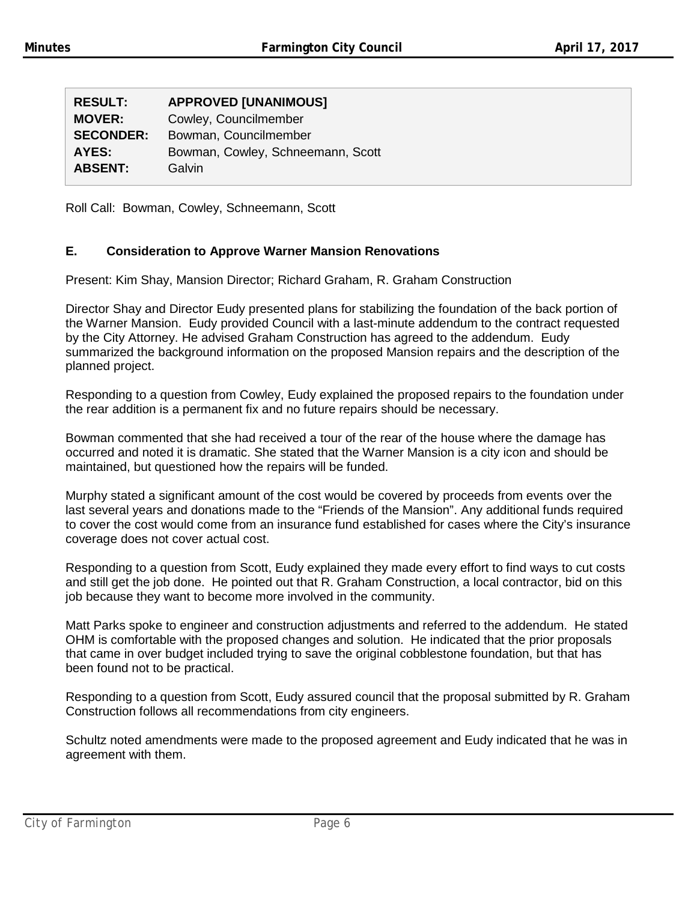| | |
|---|---|
| **RESULT:** | **APPROVED [UNANIMOUS]** |
| **MOVER:** | Cowley, Councilmember |
| **SECONDER:** | Bowman, Councilmember |
| **AYES:** | Bowman, Cowley, Schneemann, Scott |
| **ABSENT:** | Galvin |

Roll Call: Bowman, Cowley, Schneemann, Scott

### E. Consideration to Approve Warner Mansion Renovations

Present: Kim Shay, Mansion Director; Richard Graham, R. Graham Construction

Director Shay and Director Eudy presented plans for stabilizing the foundation of the back portion of the Warner Mansion. Eudy provided Council with a last-minute addendum to the contract requested by the City Attorney. He advised Graham Construction has agreed to the addendum. Eudy summarized the background information on the proposed Mansion repairs and the description of the planned project.

Responding to a question from Cowley, Eudy explained the proposed repairs to the foundation under the rear addition is a permanent fix and no future repairs should be necessary.

Bowman commented that she had received a tour of the rear of the house where the damage has occurred and noted it is dramatic. She stated that the Warner Mansion is a city icon and should be maintained, but questioned how the repairs will be funded.

Murphy stated a significant amount of the cost would be covered by proceeds from events over the last several years and donations made to the "Friends of the Mansion". Any additional funds required to cover the cost would come from an insurance fund established for cases where the City's insurance coverage does not cover actual cost.

Responding to a question from Scott, Eudy explained they made every effort to find ways to cut costs and still get the job done. He pointed out that R. Graham Construction, a local contractor, bid on this job because they want to become more involved in the community.

Matt Parks spoke to engineer and construction adjustments and referred to the addendum. He stated OHM is comfortable with the proposed changes and solution. He indicated that the prior proposals that came in over budget included trying to save the original cobblestone foundation, but that has been found not to be practical.

Responding to a question from Scott, Eudy assured council that the proposal submitted by R. Graham Construction follows all recommendations from city engineers.

Schultz noted amendments were made to the proposed agreement and Eudy indicated that he was in agreement with them.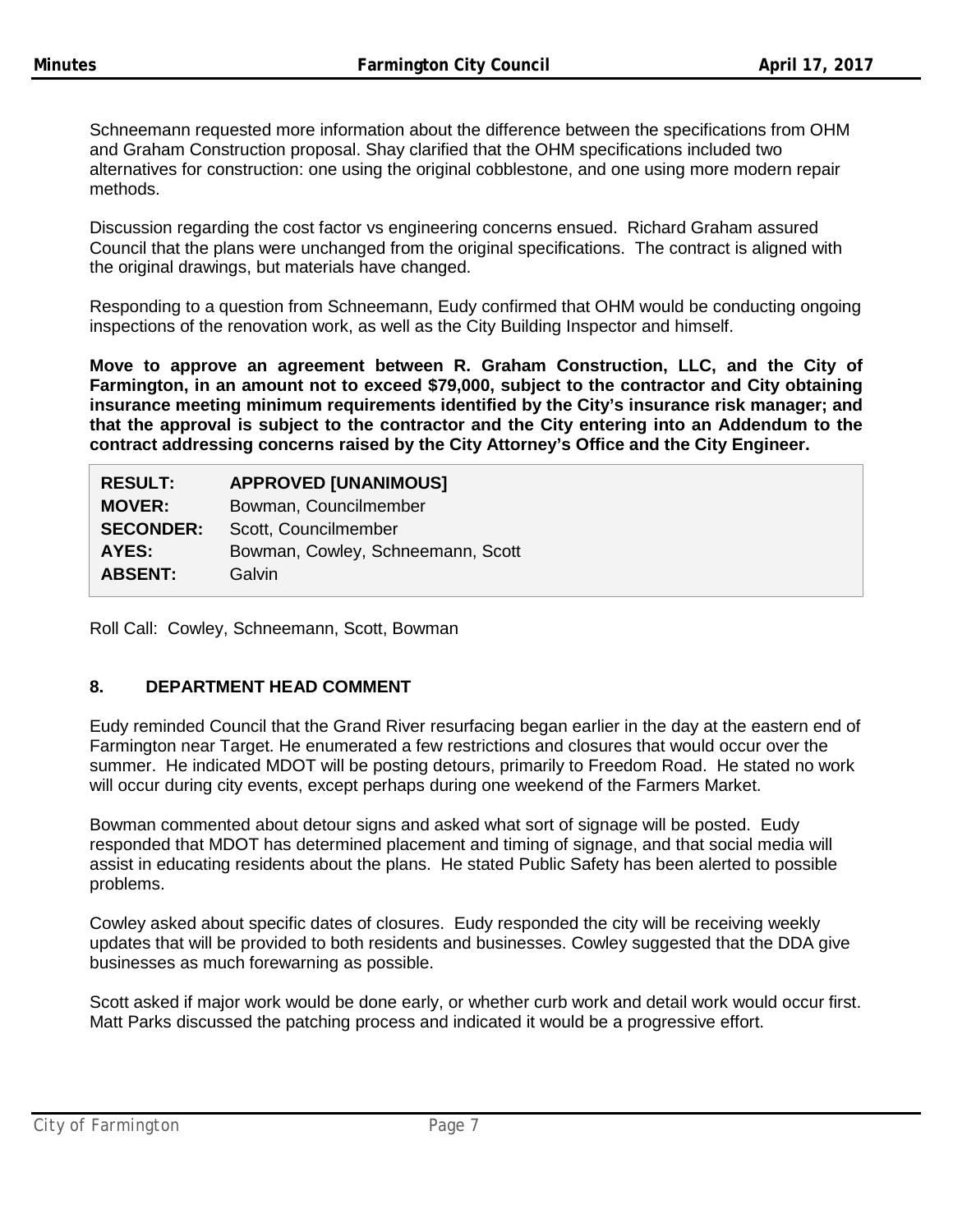Schneemann requested more information about the difference between the specifications from OHM and Graham Construction proposal. Shay clarified that the OHM specifications included two alternatives for construction: one using the original cobblestone, and one using more modern repair methods.

Discussion regarding the cost factor vs engineering concerns ensued. Richard Graham assured Council that the plans were unchanged from the original specifications. The contract is aligned with the original drawings, but materials have changed.

Responding to a question from Schneemann, Eudy confirmed that OHM would be conducting ongoing inspections of the renovation work, as well as the City Building Inspector and himself.

**Move to approve an agreement between R. Graham Construction, LLC, and the City of Farmington, in an amount not to exceed $79,000, subject to the contractor and City obtaining insurance meeting minimum requirements identified by the City's insurance risk manager; and that the approval is subject to the contractor and the City entering into an Addendum to the contract addressing concerns raised by the City Attorney's Office and the City Engineer.**

| | |
|---|---|
| **RESULT:** | **APPROVED [UNANIMOUS]** |
| **MOVER:** | Bowman, Councilmember |
| **SECONDER:** | Scott, Councilmember |
| **AYES:** | Bowman, Cowley, Schneemann, Scott |
| **ABSENT:** | Galvin |

Roll Call: Cowley, Schneemann, Scott, Bowman

## 8. DEPARTMENT HEAD COMMENT

Eudy reminded Council that the Grand River resurfacing began earlier in the day at the eastern end of Farmington near Target. He enumerated a few restrictions and closures that would occur over the summer. He indicated MDOT will be posting detours, primarily to Freedom Road. He stated no work will occur during city events, except perhaps during one weekend of the Farmers Market.

Bowman commented about detour signs and asked what sort of signage will be posted. Eudy responded that MDOT has determined placement and timing of signage, and that social media will assist in educating residents about the plans. He stated Public Safety has been alerted to possible problems.

Cowley asked about specific dates of closures. Eudy responded the city will be receiving weekly updates that will be provided to both residents and businesses. Cowley suggested that the DDA give businesses as much forewarning as possible.

Scott asked if major work would be done early, or whether curb work and detail work would occur first. Matt Parks discussed the patching process and indicated it would be a progressive effort.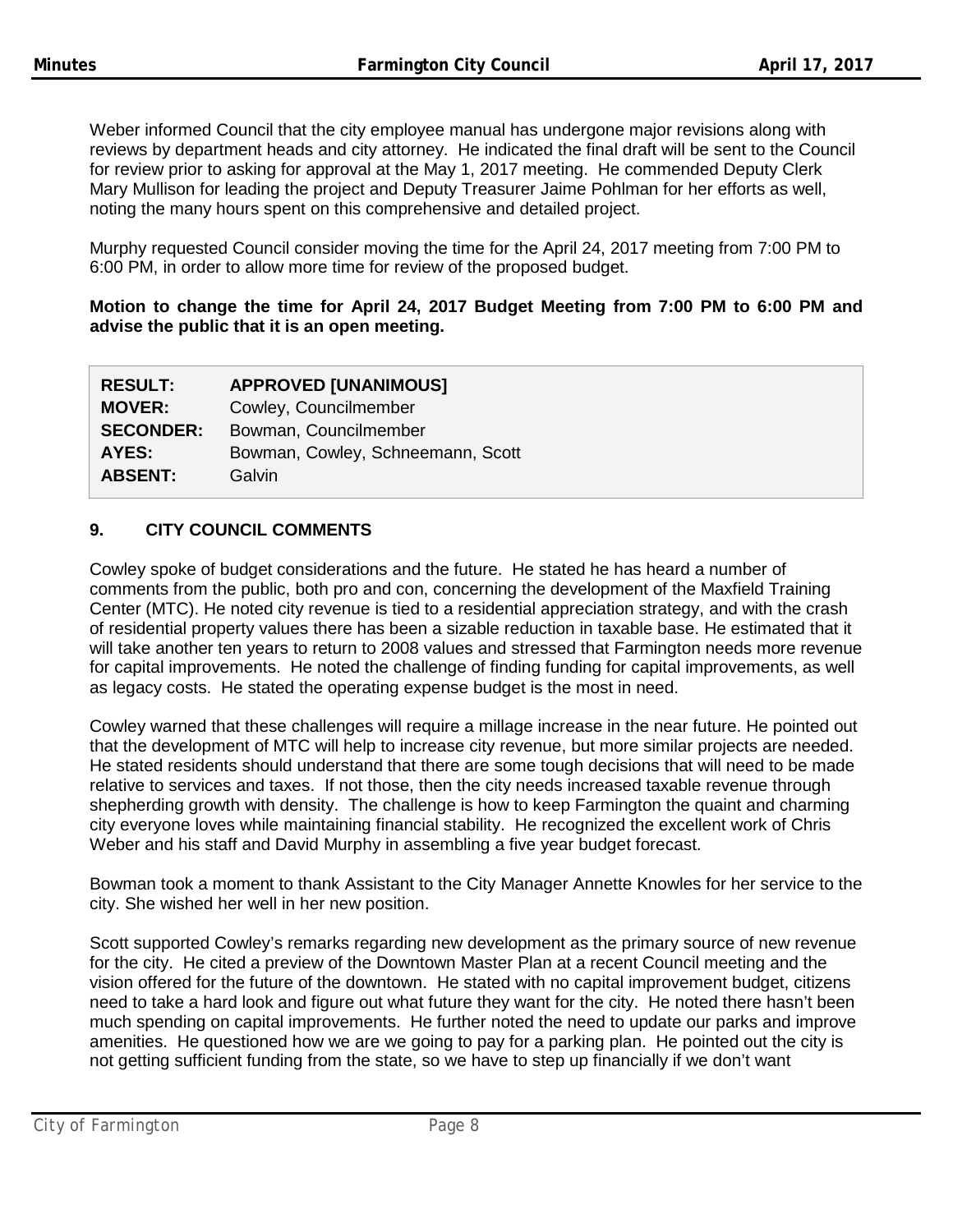Weber informed Council that the city employee manual has undergone major revisions along with reviews by department heads and city attorney. He indicated the final draft will be sent to the Council for review prior to asking for approval at the May 1, 2017 meeting. He commended Deputy Clerk Mary Mullison for leading the project and Deputy Treasurer Jaime Pohlman for her efforts as well, noting the many hours spent on this comprehensive and detailed project.

Murphy requested Council consider moving the time for the April 24, 2017 meeting from 7:00 PM to 6:00 PM, in order to allow more time for review of the proposed budget.

**Motion to change the time for April 24, 2017 Budget Meeting from 7:00 PM to 6:00 PM and advise the public that it is an open meeting.**

| | |
|---|---|
| **RESULT:** | **APPROVED [UNANIMOUS]** |
| **MOVER:** | Cowley, Councilmember |
| **SECONDER:** | Bowman, Councilmember |
| **AYES:** | Bowman, Cowley, Schneemann, Scott |
| **ABSENT:** | Galvin |

## 9. CITY COUNCIL COMMENTS

Cowley spoke of budget considerations and the future. He stated he has heard a number of comments from the public, both pro and con, concerning the development of the Maxfield Training Center (MTC). He noted city revenue is tied to a residential appreciation strategy, and with the crash of residential property values there has been a sizable reduction in taxable base. He estimated that it will take another ten years to return to 2008 values and stressed that Farmington needs more revenue for capital improvements. He noted the challenge of finding funding for capital improvements, as well as legacy costs. He stated the operating expense budget is the most in need.

Cowley warned that these challenges will require a millage increase in the near future. He pointed out that the development of MTC will help to increase city revenue, but more similar projects are needed. He stated residents should understand that there are some tough decisions that will need to be made relative to services and taxes. If not those, then the city needs increased taxable revenue through shepherding growth with density. The challenge is how to keep Farmington the quaint and charming city everyone loves while maintaining financial stability. He recognized the excellent work of Chris Weber and his staff and David Murphy in assembling a five year budget forecast.

Bowman took a moment to thank Assistant to the City Manager Annette Knowles for her service to the city. She wished her well in her new position.

Scott supported Cowley's remarks regarding new development as the primary source of new revenue for the city. He cited a preview of the Downtown Master Plan at a recent Council meeting and the vision offered for the future of the downtown. He stated with no capital improvement budget, citizens need to take a hard look and figure out what future they want for the city. He noted there hasn't been much spending on capital improvements. He further noted the need to update our parks and improve amenities. He questioned how we are we going to pay for a parking plan. He pointed out the city is not getting sufficient funding from the state, so we have to step up financially if we don't want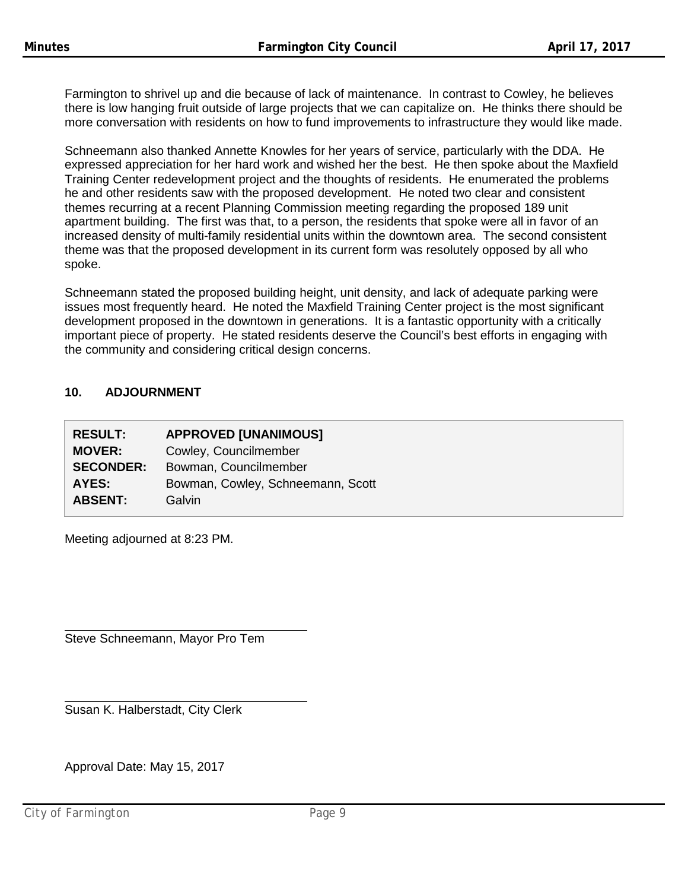Farmington to shrivel up and die because of lack of maintenance. In contrast to Cowley, he believes there is low hanging fruit outside of large projects that we can capitalize on. He thinks there should be more conversation with residents on how to fund improvements to infrastructure they would like made.

Schneemann also thanked Annette Knowles for her years of service, particularly with the DDA. He expressed appreciation for her hard work and wished her the best. He then spoke about the Maxfield Training Center redevelopment project and the thoughts of residents. He enumerated the problems he and other residents saw with the proposed development. He noted two clear and consistent themes recurring at a recent Planning Commission meeting regarding the proposed 189 unit apartment building. The first was that, to a person, the residents that spoke were all in favor of an increased density of multi-family residential units within the downtown area. The second consistent theme was that the proposed development in its current form was resolutely opposed by all who spoke.

Schneemann stated the proposed building height, unit density, and lack of adequate parking were issues most frequently heard. He noted the Maxfield Training Center project is the most significant development proposed in the downtown in generations. It is a fantastic opportunity with a critically important piece of property. He stated residents deserve the Council's best efforts in engaging with the community and considering critical design concerns.

## 10. ADJOURNMENT

| | |
|---|---|
| **RESULT:** | **APPROVED [UNANIMOUS]** |
| **MOVER:** | Cowley, Councilmember |
| **SECONDER:** | Bowman, Councilmember |
| **AYES:** | Bowman, Cowley, Schneemann, Scott |
| **ABSENT:** | Galvin |

Meeting adjourned at 8:23 PM.

Steve Schneemann, Mayor Pro Tem

Susan K. Halberstadt, City Clerk

Approval Date: May 15, 2017